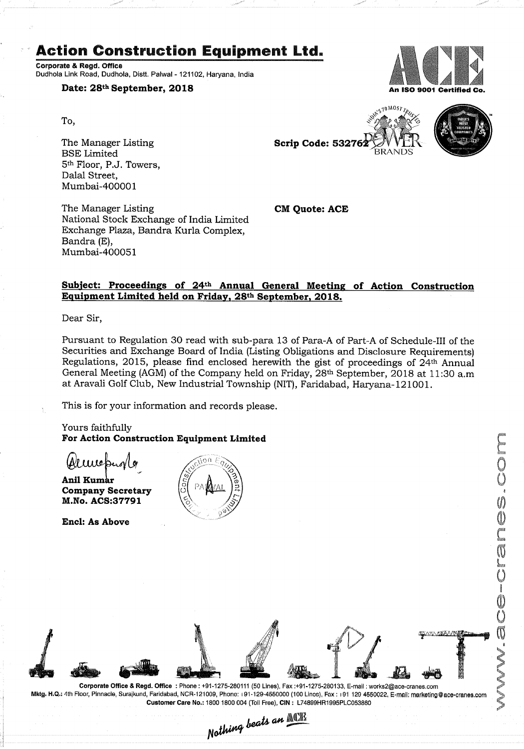# Action Construction Equipment Ltd.

**Corporate & Regd. Office**
Dudhola Link Road, Dudhola, Distt. Palwal - 121102, Haryana, India

An ISO 9001 Certified Co.

**Date: 28th September, 2018**

To,

The Manager Listing
BSE Limited
5th Floor, P.J. Towers,
Dalal Street,
Mumbai-400001

**Scrip Code: 532762**

The Manager Listing
National Stock Exchange of India Limited
Exchange Plaza, Bandra Kurla Complex,
Bandra (E),
Mumbai-400051

**CM Quote: ACE**

**Subject: Proceedings of 24th Annual General Meeting of Action Construction Equipment Limited held on Friday, 28th September, 2018.**

Dear Sir,

Pursuant to Regulation 30 read with sub-para 13 of Para-A of Part-A of Schedule-III of the Securities and Exchange Board of India (Listing Obligations and Disclosure Requirements) Regulations, 2015, please find enclosed herewith the gist of proceedings of 24th Annual General Meeting (AGM) of the Company held on Friday, 28th September, 2018 at 11:30 a.m at Aravali Golf Club, New Industrial Township (NIT), Faridabad, Haryana-121001.

This is for your information and records please.

Yours faithfully
**For Action Construction Equipment Limited**

**Anil Kumar**
**Company Secretary**
**M.No. ACS:37791**

**Encl: As Above**

Corporate Office & Regd. Office : Phone : +91-1275-280111 (50 Lines), Fax :+91-1275-280133, E-mail : works2@ace-cranes.com
Mktg. H.Q.: 4th Floor, Pinnacle, Surajkund, Faridabad, NCR-121009, Phone: +91-129-4550000 (100 Lines), Fax : +91 129 4550022, E-mail: marketing@ace-cranes.com
Customer Care No.: 1800 1800 004 (Toll Free), CIN : L74899HR1995PLC053860

www.ace-cranes.com

Nothing beats an ACE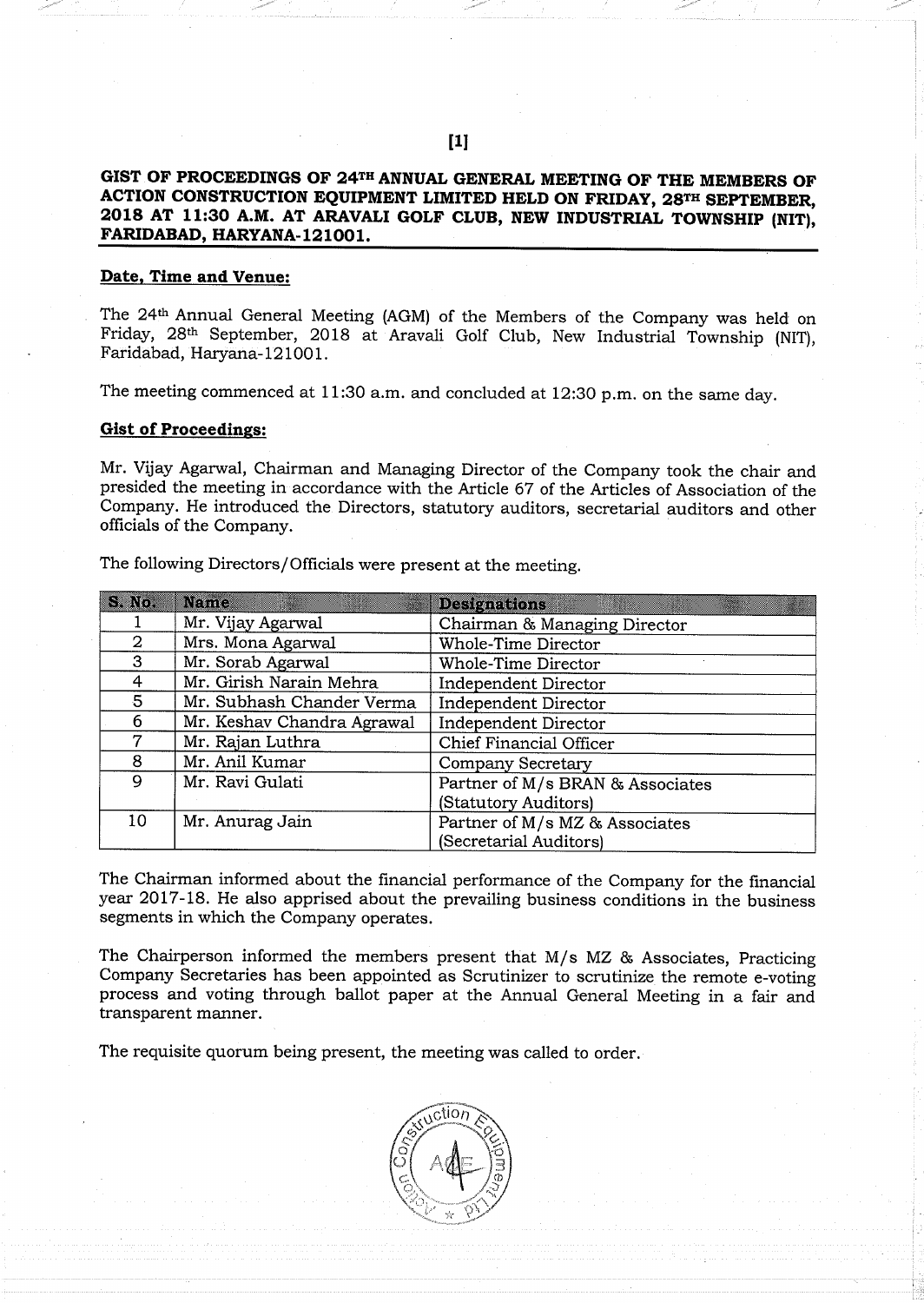**GIST OF PROCEEDINGS OF 24TH ANNUAL GENERAL MEETING OF THE MEMBERS OF ACTION CONSTRUCTION EQUIPMENT LIMITED HELD ON FRIDAY, 28TH SEPTEMBER, 2018 AT 11:30 A.M. AT ARAVALI GOLF CLUB, NEW INDUSTRIAL TOWNSHIP (NIT), FARIDABAD, HARYANA-121001.**

**Date, Time and Venue:**

The 24th Annual General Meeting (AGM) of the Members of the Company was held on Friday, 28th September, 2018 at Aravali Golf Club, New Industrial Township (NIT), Faridabad, Haryana-121001.

The meeting commenced at 11:30 a.m. and concluded at 12:30 p.m. on the same day.

**Gist of Proceedings:**

Mr. Vijay Agarwal, Chairman and Managing Director of the Company took the chair and presided the meeting in accordance with the Article 67 of the Articles of Association of the Company. He introduced the Directors, statutory auditors, secretarial auditors and other officials of the Company.

The following Directors/Officials were present at the meeting.

| S. No. | Name | Designations |
|---|---|---|
| 1 | Mr. Vijay Agarwal | Chairman & Managing Director |
| 2 | Mrs. Mona Agarwal | Whole-Time Director |
| 3 | Mr. Sorab Agarwal | Whole-Time Director |
| 4 | Mr. Girish Narain Mehra | Independent Director |
| 5 | Mr. Subhash Chander Verma | Independent Director |
| 6 | Mr. Keshav Chandra Agrawal | Independent Director |
| 7 | Mr. Rajan Luthra | Chief Financial Officer |
| 8 | Mr. Anil Kumar | Company Secretary |
| 9 | Mr. Ravi Gulati | Partner of M/s BRAN & Associates (Statutory Auditors) |
| 10 | Mr. Anurag Jain | Partner of M/s MZ & Associates (Secretarial Auditors) |

The Chairman informed about the financial performance of the Company for the financial year 2017-18. He also apprised about the prevailing business conditions in the business segments in which the Company operates.

The Chairperson informed the members present that M/s MZ & Associates, Practicing Company Secretaries has been appointed as Scrutinizer to scrutinize the remote e-voting process and voting through ballot paper at the Annual General Meeting in a fair and transparent manner.

The requisite quorum being present, the meeting was called to order.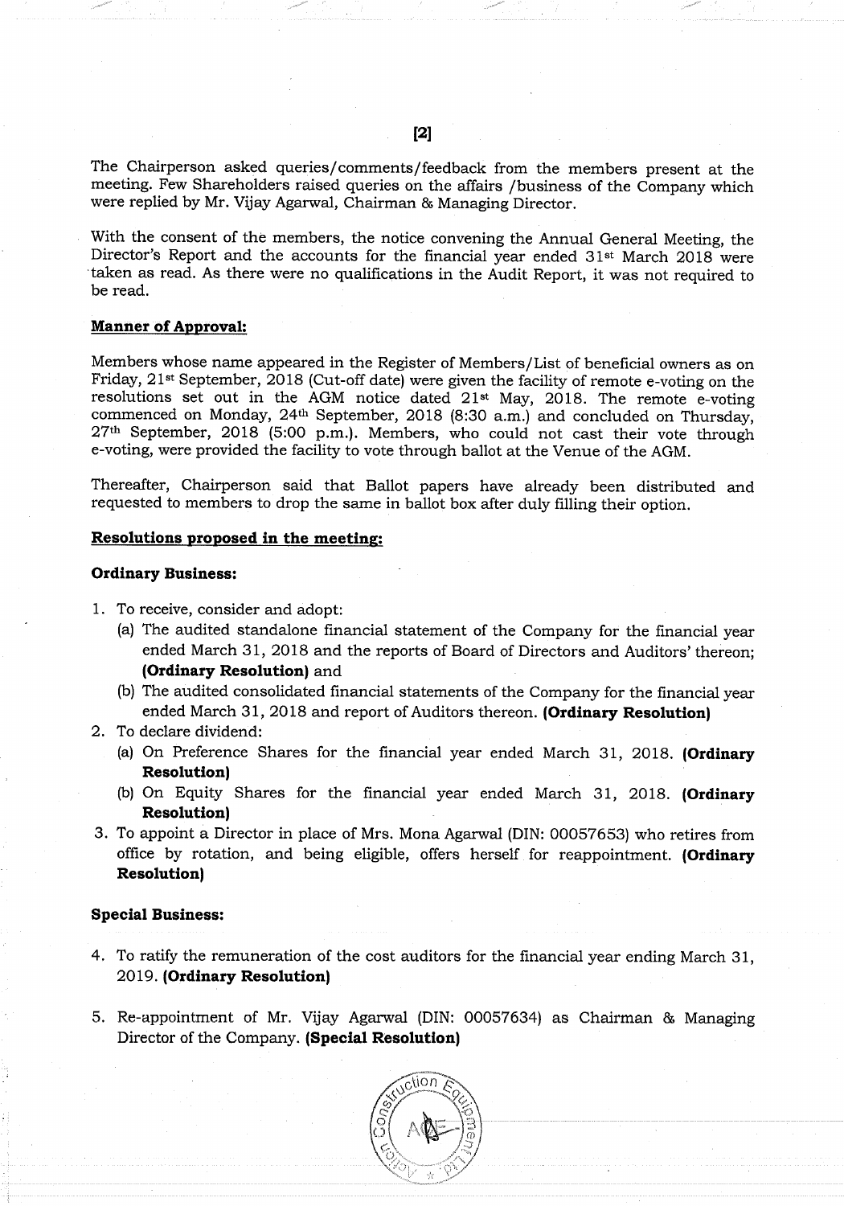The Chairperson asked queries/comments/feedback from the members present at the meeting. Few Shareholders raised queries on the affairs /business of the Company which were replied by Mr. Vijay Agarwal, Chairman & Managing Director.

With the consent of the members, the notice convening the Annual General Meeting, the Director's Report and the accounts for the financial year ended 31st March 2018 were taken as read. As there were no qualifications in the Audit Report, it was not required to be read.

**Manner of Approval:**

Members whose name appeared in the Register of Members/List of beneficial owners as on Friday, 21st September, 2018 (Cut-off date) were given the facility of remote e-voting on the resolutions set out in the AGM notice dated 21st May, 2018. The remote e-voting commenced on Monday, 24th September, 2018 (8:30 a.m.) and concluded on Thursday, 27th September, 2018 (5:00 p.m.). Members, who could not cast their vote through e-voting, were provided the facility to vote through ballot at the Venue of the AGM.

Thereafter, Chairperson said that Ballot papers have already been distributed and requested to members to drop the same in ballot box after duly filling their option.

**Resolutions proposed in the meeting:**

**Ordinary Business:**

1. To receive, consider and adopt:
   (a) The audited standalone financial statement of the Company for the financial year ended March 31, 2018 and the reports of Board of Directors and Auditors' thereon; **(Ordinary Resolution)** and
   (b) The audited consolidated financial statements of the Company for the financial year ended March 31, 2018 and report of Auditors thereon. **(Ordinary Resolution)**
2. To declare dividend:
   (a) On Preference Shares for the financial year ended March 31, 2018. **(Ordinary Resolution)**
   (b) On Equity Shares for the financial year ended March 31, 2018. **(Ordinary Resolution)**
3. To appoint a Director in place of Mrs. Mona Agarwal (DIN: 00057653) who retires from office by rotation, and being eligible, offers herself for reappointment. **(Ordinary Resolution)**

**Special Business:**

4. To ratify the remuneration of the cost auditors for the financial year ending March 31, 2019. **(Ordinary Resolution)**

5. Re-appointment of Mr. Vijay Agarwal (DIN: 00057634) as Chairman & Managing Director of the Company. **(Special Resolution)**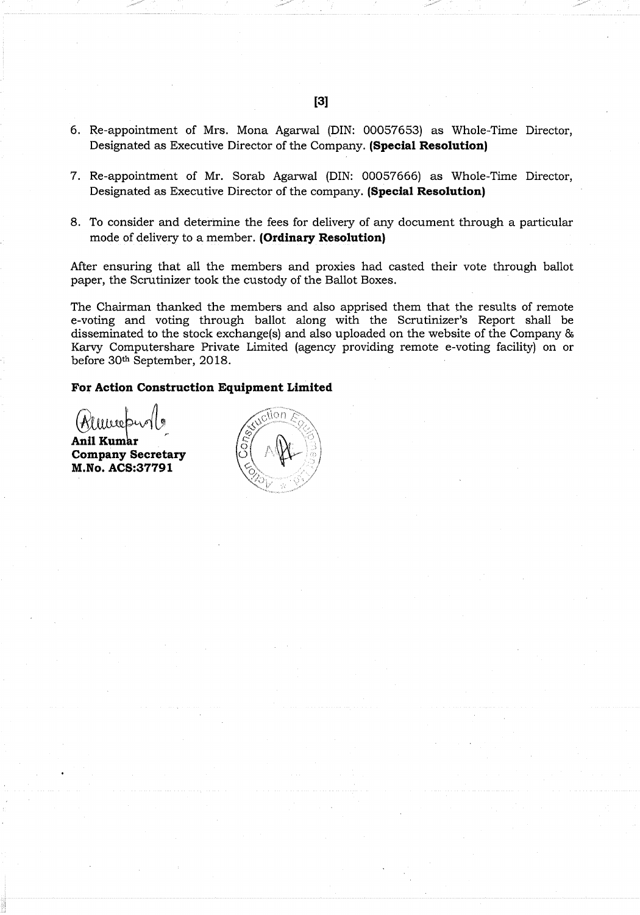6. Re-appointment of Mrs. Mona Agarwal (DIN: 00057653) as Whole-Time Director, Designated as Executive Director of the Company. **(Special Resolution)**

7. Re-appointment of Mr. Sorab Agarwal (DIN: 00057666) as Whole-Time Director, Designated as Executive Director of the company. **(Special Resolution)**

8. To consider and determine the fees for delivery of any document through a particular mode of delivery to a member. **(Ordinary Resolution)**

After ensuring that all the members and proxies had casted their vote through ballot paper, the Scrutinizer took the custody of the Ballot Boxes.

The Chairman thanked the members and also apprised them that the results of remote e-voting and voting through ballot along with the Scrutinizer's Report shall be disseminated to the stock exchange(s) and also uploaded on the website of the Company & Karvy Computershare Private Limited (agency providing remote e-voting facility) on or before 30th September, 2018.

**For Action Construction Equipment Limited**

**Anil Kumar**
**Company Secretary**
**M.No. ACS:37791**